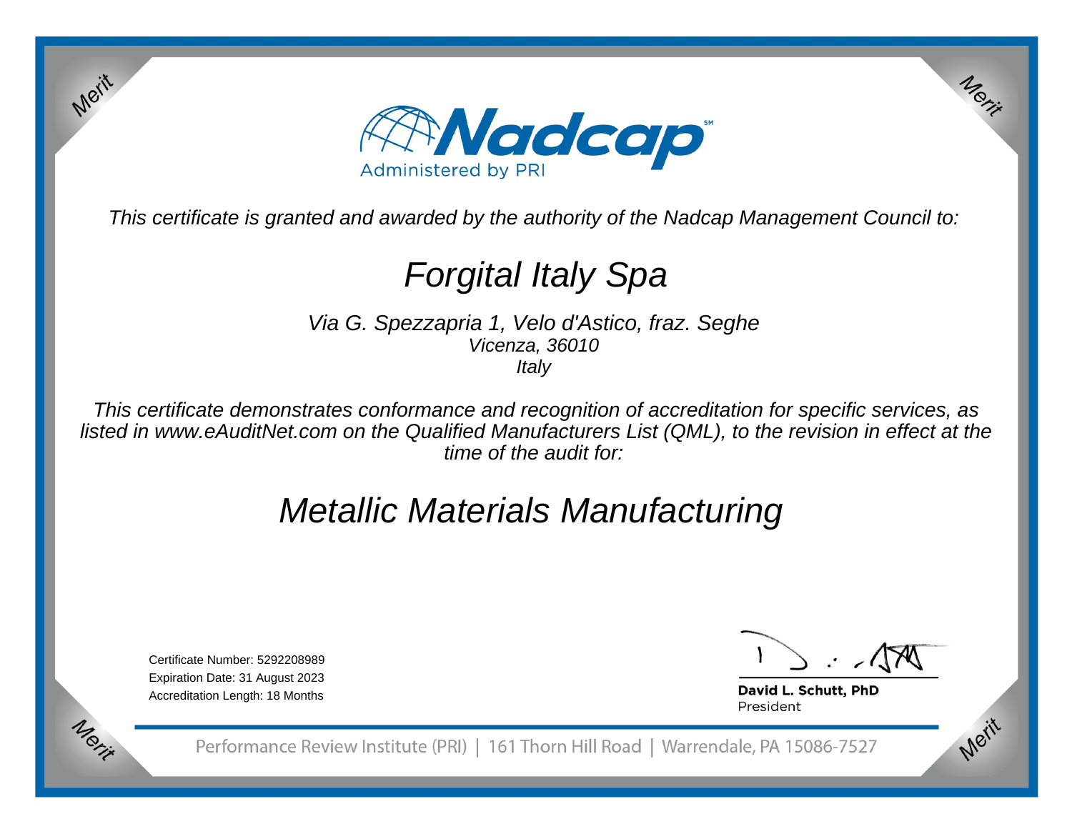Nadcap
Administered by PRI

*This certificate is granted and awarded by the authority of the Nadcap Management Council to:*

# *Forgital Italy Spa*

*Via G. Spezzapria 1, Velo d'Astico, fraz. Seghe*
*Vicenza, 36010*
*Italy*

*This certificate demonstrates conformance and recognition of accreditation for specific services, as listed in www.eAuditNet.com on the Qualified Manufacturers List (QML), to the revision in effect at the time of the audit for:*

# *Metallic Materials Manufacturing*

Certificate Number: 5292208989
Expiration Date: 31 August 2023
Accreditation Length: 18 Months

**David L. Schutt, PhD**
President

Performance Review Institute (PRI) | 161 Thorn Hill Road | Warrendale, PA 15086-7527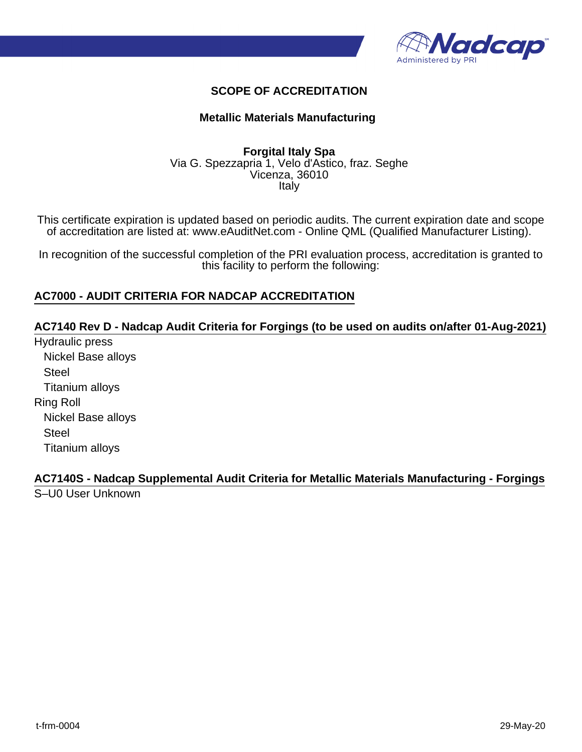# SCOPE OF ACCREDITATION

## Metallic Materials Manufacturing

**Forgital Italy Spa**
Via G. Spezzapria 1, Velo d'Astico, fraz. Seghe
Vicenza, 36010
Italy

This certificate expiration is updated based on periodic audits. The current expiration date and scope of accreditation are listed at: www.eAuditNet.com - Online QML (Qualified Manufacturer Listing).

In recognition of the successful completion of the PRI evaluation process, accreditation is granted to this facility to perform the following:

### AC7000 - AUDIT CRITERIA FOR NADCAP ACCREDITATION

### AC7140 Rev D - Nadcap Audit Criteria for Forgings (to be used on audits on/after 01-Aug-2021)

- Hydraulic press
  - Nickel Base alloys
  - Steel
  - Titanium alloys
- Ring Roll
  - Nickel Base alloys
  - Steel
  - Titanium alloys

### AC7140S - Nadcap Supplemental Audit Criteria for Metallic Materials Manufacturing - Forgings

S–U0 User Unknown

t-frm-0004 29-May-20